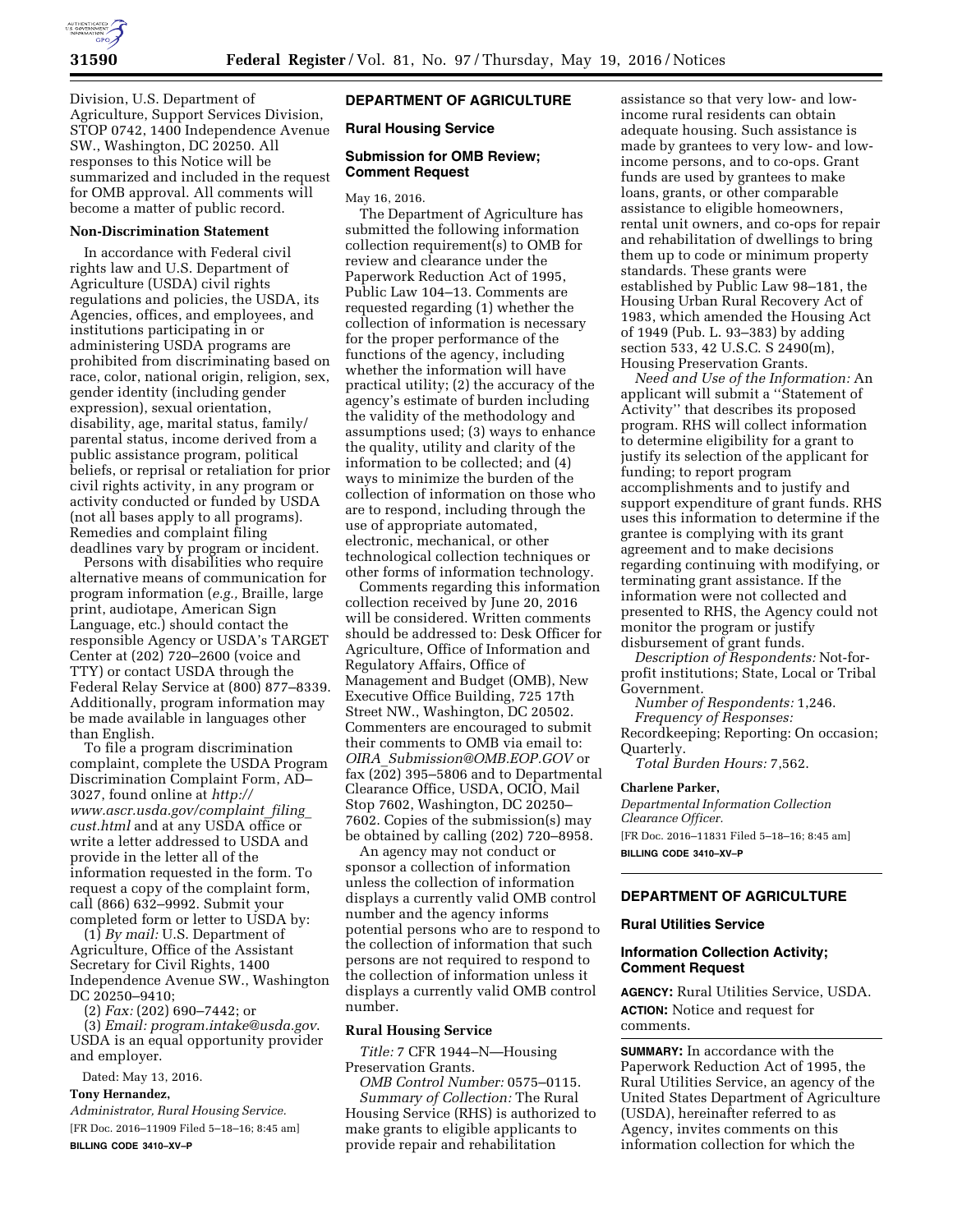Division, U.S. Department of Agriculture, Support Services Division, STOP 0742, 1400 Independence Avenue SW., Washington, DC 20250. All responses to this Notice will be summarized and included in the request for OMB approval. All comments will become a matter of public record.

**Non-Discrimination Statement**

In accordance with Federal civil rights law and U.S. Department of Agriculture (USDA) civil rights regulations and policies, the USDA, its Agencies, offices, and employees, and institutions participating in or administering USDA programs are prohibited from discriminating based on race, color, national origin, religion, sex, gender identity (including gender expression), sexual orientation, disability, age, marital status, family/parental status, income derived from a public assistance program, political beliefs, or reprisal or retaliation for prior civil rights activity, in any program or activity conducted or funded by USDA (not all bases apply to all programs). Remedies and complaint filing deadlines vary by program or incident.

Persons with disabilities who require alternative means of communication for program information (*e.g.,* Braille, large print, audiotape, American Sign Language, etc.) should contact the responsible Agency or USDA's TARGET Center at (202) 720–2600 (voice and TTY) or contact USDA through the Federal Relay Service at (800) 877–8339. Additionally, program information may be made available in languages other than English.

To file a program discrimination complaint, complete the USDA Program Discrimination Complaint Form, AD–3027, found online at *http://www.ascr.usda.gov/complaint_filing_cust.html* and at any USDA office or write a letter addressed to USDA and provide in the letter all of the information requested in the form. To request a copy of the complaint form, call (866) 632–9992. Submit your completed form or letter to USDA by:

(1) *By mail:* U.S. Department of Agriculture, Office of the Assistant Secretary for Civil Rights, 1400 Independence Avenue SW., Washington DC 20250–9410;

(2) *Fax:* (202) 690–7442; or

(3) *Email: program.intake@usda.gov*. USDA is an equal opportunity provider and employer.

Dated: May 13, 2016.

**Tony Hernandez,**

*Administrator, Rural Housing Service.*

[FR Doc. 2016–11909 Filed 5–18–16; 8:45 am]

**BILLING CODE 3410–XV–P**

## DEPARTMENT OF AGRICULTURE

### Rural Housing Service

### Submission for OMB Review; Comment Request

May 16, 2016.

The Department of Agriculture has submitted the following information collection requirement(s) to OMB for review and clearance under the Paperwork Reduction Act of 1995, Public Law 104–13. Comments are requested regarding (1) whether the collection of information is necessary for the proper performance of the functions of the agency, including whether the information will have practical utility; (2) the accuracy of the agency's estimate of burden including the validity of the methodology and assumptions used; (3) ways to enhance the quality, utility and clarity of the information to be collected; and (4) ways to minimize the burden of the collection of information on those who are to respond, including through the use of appropriate automated, electronic, mechanical, or other technological collection techniques or other forms of information technology.

Comments regarding this information collection received by June 20, 2016 will be considered. Written comments should be addressed to: Desk Officer for Agriculture, Office of Information and Regulatory Affairs, Office of Management and Budget (OMB), New Executive Office Building, 725 17th Street NW., Washington, DC 20502. Commenters are encouraged to submit their comments to OMB via email to: *OIRA_Submission@OMB.EOP.GOV* or fax (202) 395–5806 and to Departmental Clearance Office, USDA, OCIO, Mail Stop 7602, Washington, DC 20250–7602. Copies of the submission(s) may be obtained by calling (202) 720–8958.

An agency may not conduct or sponsor a collection of information unless the collection of information displays a currently valid OMB control number and the agency informs potential persons who are to respond to the collection of information that such persons are not required to respond to the collection of information unless it displays a currently valid OMB control number.

**Rural Housing Service**

*Title:* 7 CFR 1944–N—Housing Preservation Grants.

*OMB Control Number:* 0575–0115.

*Summary of Collection:* The Rural Housing Service (RHS) is authorized to make grants to eligible applicants to provide repair and rehabilitation assistance so that very low- and low-income rural residents can obtain adequate housing. Such assistance is made by grantees to very low- and low-income persons, and to co-ops. Grant funds are used by grantees to make loans, grants, or other comparable assistance to eligible homeowners, rental unit owners, and co-ops for repair and rehabilitation of dwellings to bring them up to code or minimum property standards. These grants were established by Public Law 98–181, the Housing Urban Rural Recovery Act of 1983, which amended the Housing Act of 1949 (Pub. L. 93–383) by adding section 533, 42 U.S.C. S 2490(m), Housing Preservation Grants.

*Need and Use of the Information:* An applicant will submit a ''Statement of Activity'' that describes its proposed program. RHS will collect information to determine eligibility for a grant to justify its selection of the applicant for funding; to report program accomplishments and to justify and support expenditure of grant funds. RHS uses this information to determine if the grantee is complying with its grant agreement and to make decisions regarding continuing with modifying, or terminating grant assistance. If the information were not collected and presented to RHS, the Agency could not monitor the program or justify disbursement of grant funds.

*Description of Respondents:* Not-for-profit institutions; State, Local or Tribal Government.

*Number of Respondents:* 1,246.

*Frequency of Responses:* Recordkeeping; Reporting: On occasion; Quarterly.

*Total Burden Hours:* 7,562.

**Charlene Parker,**

*Departmental Information Collection Clearance Officer.*

[FR Doc. 2016–11831 Filed 5–18–16; 8:45 am]

**BILLING CODE 3410–XV–P**

## DEPARTMENT OF AGRICULTURE

### Rural Utilities Service

### Information Collection Activity; Comment Request

**AGENCY:** Rural Utilities Service, USDA.

**ACTION:** Notice and request for comments.

**SUMMARY:** In accordance with the Paperwork Reduction Act of 1995, the Rural Utilities Service, an agency of the United States Department of Agriculture (USDA), hereinafter referred to as Agency, invites comments on this information collection for which the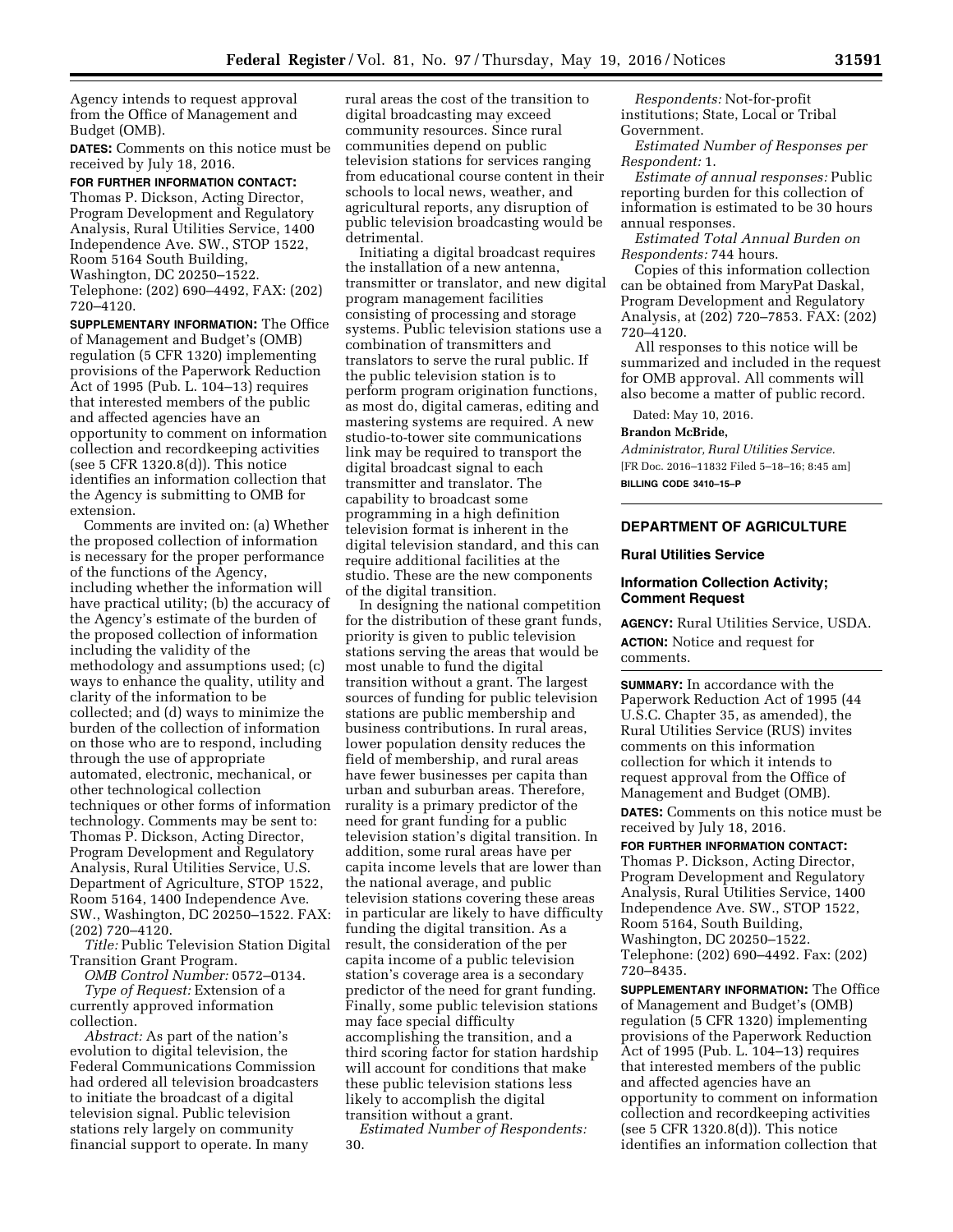Agency intends to request approval from the Office of Management and Budget (OMB).

**DATES:** Comments on this notice must be received by July 18, 2016.

**FOR FURTHER INFORMATION CONTACT:** Thomas P. Dickson, Acting Director, Program Development and Regulatory Analysis, Rural Utilities Service, 1400 Independence Ave. SW., STOP 1522, Room 5164 South Building, Washington, DC 20250–1522. Telephone: (202) 690–4492, FAX: (202) 720–4120.

**SUPPLEMENTARY INFORMATION:** The Office of Management and Budget's (OMB) regulation (5 CFR 1320) implementing provisions of the Paperwork Reduction Act of 1995 (Pub. L. 104–13) requires that interested members of the public and affected agencies have an opportunity to comment on information collection and recordkeeping activities (see 5 CFR 1320.8(d)). This notice identifies an information collection that the Agency is submitting to OMB for extension.

Comments are invited on: (a) Whether the proposed collection of information is necessary for the proper performance of the functions of the Agency, including whether the information will have practical utility; (b) the accuracy of the Agency's estimate of the burden of the proposed collection of information including the validity of the methodology and assumptions used; (c) ways to enhance the quality, utility and clarity of the information to be collected; and (d) ways to minimize the burden of the collection of information on those who are to respond, including through the use of appropriate automated, electronic, mechanical, or other technological collection techniques or other forms of information technology. Comments may be sent to: Thomas P. Dickson, Acting Director, Program Development and Regulatory Analysis, Rural Utilities Service, U.S. Department of Agriculture, STOP 1522, Room 5164, 1400 Independence Ave. SW., Washington, DC 20250–1522. FAX: (202) 720–4120.

*Title:* Public Television Station Digital Transition Grant Program.

*OMB Control Number:* 0572–0134.

*Type of Request:* Extension of a currently approved information collection.

*Abstract:* As part of the nation's evolution to digital television, the Federal Communications Commission had ordered all television broadcasters to initiate the broadcast of a digital television signal. Public television stations rely largely on community financial support to operate. In many rural areas the cost of the transition to digital broadcasting may exceed community resources. Since rural communities depend on public television stations for services ranging from educational course content in their schools to local news, weather, and agricultural reports, any disruption of public television broadcasting would be detrimental.

Initiating a digital broadcast requires the installation of a new antenna, transmitter or translator, and new digital program management facilities consisting of processing and storage systems. Public television stations use a combination of transmitters and translators to serve the rural public. If the public television station is to perform program origination functions, as most do, digital cameras, editing and mastering systems are required. A new studio-to-tower site communications link may be required to transport the digital broadcast signal to each transmitter and translator. The capability to broadcast some programming in a high definition television format is inherent in the digital television standard, and this can require additional facilities at the studio. These are the new components of the digital transition.

In designing the national competition for the distribution of these grant funds, priority is given to public television stations serving the areas that would be most unable to fund the digital transition without a grant. The largest sources of funding for public television stations are public membership and business contributions. In rural areas, lower population density reduces the field of membership, and rural areas have fewer businesses per capita than urban and suburban areas. Therefore, rurality is a primary predictor of the need for grant funding for a public television station's digital transition. In addition, some rural areas have per capita income levels that are lower than the national average, and public television stations covering these areas in particular are likely to have difficulty funding the digital transition. As a result, the consideration of the per capita income of a public television station's coverage area is a secondary predictor of the need for grant funding. Finally, some public television stations may face special difficulty accomplishing the transition, and a third scoring factor for station hardship will account for conditions that make these public television stations less likely to accomplish the digital transition without a grant.

*Estimated Number of Respondents:* 30.

*Respondents:* Not-for-profit institutions; State, Local or Tribal Government.

*Estimated Number of Responses per Respondent:* 1.

*Estimate of annual responses:* Public reporting burden for this collection of information is estimated to be 30 hours annual responses.

*Estimated Total Annual Burden on Respondents:* 744 hours.

Copies of this information collection can be obtained from MaryPat Daskal, Program Development and Regulatory Analysis, at (202) 720–7853. FAX: (202) 720–4120.

All responses to this notice will be summarized and included in the request for OMB approval. All comments will also become a matter of public record.

Dated: May 10, 2016.

**Brandon McBride,**

*Administrator, Rural Utilities Service.*

[FR Doc. 2016–11832 Filed 5–18–16; 8:45 am]

**BILLING CODE 3410–15–P**

---

## DEPARTMENT OF AGRICULTURE

### Rural Utilities Service

### Information Collection Activity; Comment Request

**AGENCY:** Rural Utilities Service, USDA.

**ACTION:** Notice and request for comments.

**SUMMARY:** In accordance with the Paperwork Reduction Act of 1995 (44 U.S.C. Chapter 35, as amended), the Rural Utilities Service (RUS) invites comments on this information collection for which it intends to request approval from the Office of Management and Budget (OMB).

**DATES:** Comments on this notice must be received by July 18, 2016.

**FOR FURTHER INFORMATION CONTACT:** Thomas P. Dickson, Acting Director, Program Development and Regulatory Analysis, Rural Utilities Service, 1400 Independence Ave. SW., STOP 1522, Room 5164, South Building, Washington, DC 20250–1522. Telephone: (202) 690–4492. Fax: (202) 720–8435.

**SUPPLEMENTARY INFORMATION:** The Office of Management and Budget's (OMB) regulation (5 CFR 1320) implementing provisions of the Paperwork Reduction Act of 1995 (Pub. L. 104–13) requires that interested members of the public and affected agencies have an opportunity to comment on information collection and recordkeeping activities (see 5 CFR 1320.8(d)). This notice identifies an information collection that